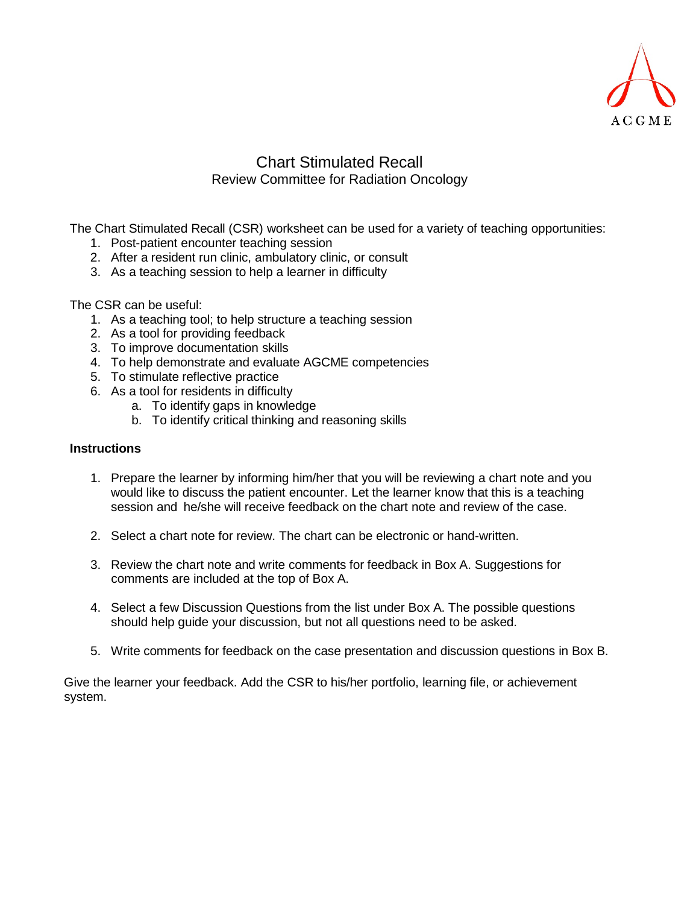# Chart Stimulated Recall

## Review Committee for Radiation Oncology

The Chart Stimulated Recall (CSR) worksheet can be used for a variety of teaching opportunities:

1. Post-patient encounter teaching session
2. After a resident run clinic, ambulatory clinic, or consult
3. As a teaching session to help a learner in difficulty

The CSR can be useful:

1. As a teaching tool; to help structure a teaching session
2. As a tool for providing feedback
3. To improve documentation skills
4. To help demonstrate and evaluate AGCME competencies
5. To stimulate reflective practice
6. As a tool for residents in difficulty
   a. To identify gaps in knowledge
   b. To identify critical thinking and reasoning skills

**Instructions**

1. Prepare the learner by informing him/her that you will be reviewing a chart note and you would like to discuss the patient encounter. Let the learner know that this is a teaching session and he/she will receive feedback on the chart note and review of the case.

2. Select a chart note for review. The chart can be electronic or hand-written.

3. Review the chart note and write comments for feedback in Box A. Suggestions for comments are included at the top of Box A.

4. Select a few Discussion Questions from the list under Box A. The possible questions should help guide your discussion, but not all questions need to be asked.

5. Write comments for feedback on the case presentation and discussion questions in Box B.

Give the learner your feedback. Add the CSR to his/her portfolio, learning file, or achievement system.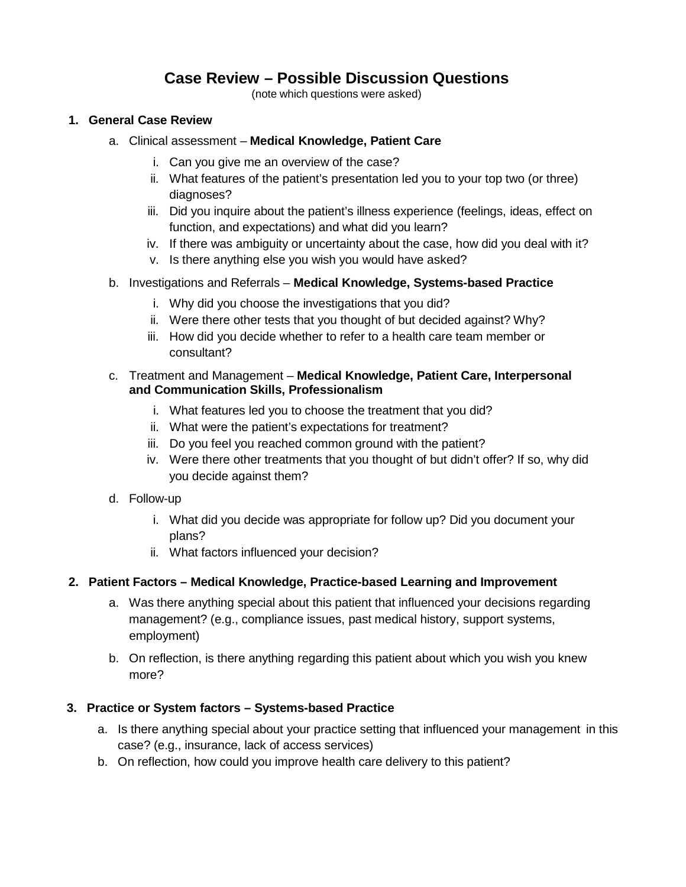# Case Review – Possible Discussion Questions

(note which questions were asked)

1. **General Case Review**
   a. Clinical assessment – **Medical Knowledge, Patient Care**
      i. Can you give me an overview of the case?
      ii. What features of the patient's presentation led you to your top two (or three) diagnoses?
      iii. Did you inquire about the patient's illness experience (feelings, ideas, effect on function, and expectations) and what did you learn?
      iv. If there was ambiguity or uncertainty about the case, how did you deal with it?
      v. Is there anything else you wish you would have asked?

   b. Investigations and Referrals – **Medical Knowledge, Systems-based Practice**
      i. Why did you choose the investigations that you did?
      ii. Were there other tests that you thought of but decided against? Why?
      iii. How did you decide whether to refer to a health care team member or consultant?

   c. Treatment and Management – **Medical Knowledge, Patient Care, Interpersonal and Communication Skills, Professionalism**
      i. What features led you to choose the treatment that you did?
      ii. What were the patient's expectations for treatment?
      iii. Do you feel you reached common ground with the patient?
      iv. Were there other treatments that you thought of but didn't offer? If so, why did you decide against them?

   d. Follow-up
      i. What did you decide was appropriate for follow up? Did you document your plans?
      ii. What factors influenced your decision?

2. **Patient Factors – Medical Knowledge, Practice-based Learning and Improvement**
   a. Was there anything special about this patient that influenced your decisions regarding management? (e.g., compliance issues, past medical history, support systems, employment)
   b. On reflection, is there anything regarding this patient about which you wish you knew more?

3. **Practice or System factors – Systems-based Practice**
   a. Is there anything special about your practice setting that influenced your management in this case? (e.g., insurance, lack of access services)
   b. On reflection, how could you improve health care delivery to this patient?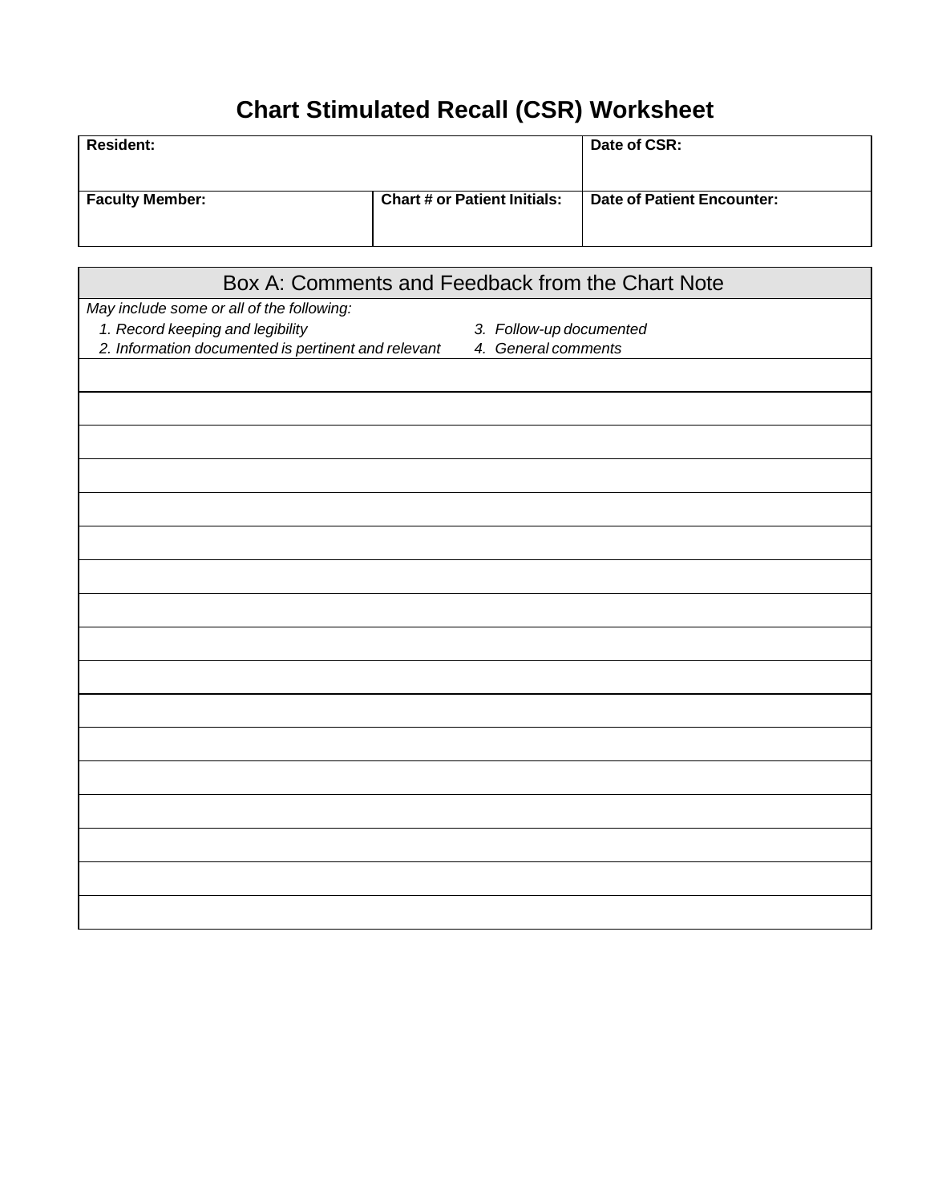# Chart Stimulated Recall (CSR) Worksheet

| **Resident:** | | **Date of CSR:** |
|---|---|---|
| **Faculty Member:** | **Chart # or Patient Initials:** | **Date of Patient Encounter:** |

| Box A: Comments and Feedback from the Chart Note |
|---|
| *May include some or all of the following:*<br>*1. Record keeping and legibility*<br>*2. Information documented is pertinent and relevant*<br>*3. Follow-up documented*<br>*4. General comments* |
| |
| |
| |
| |
| |
| |
| |
| |
| |
| |
| |
| |
| |
| |
| |
| |
| |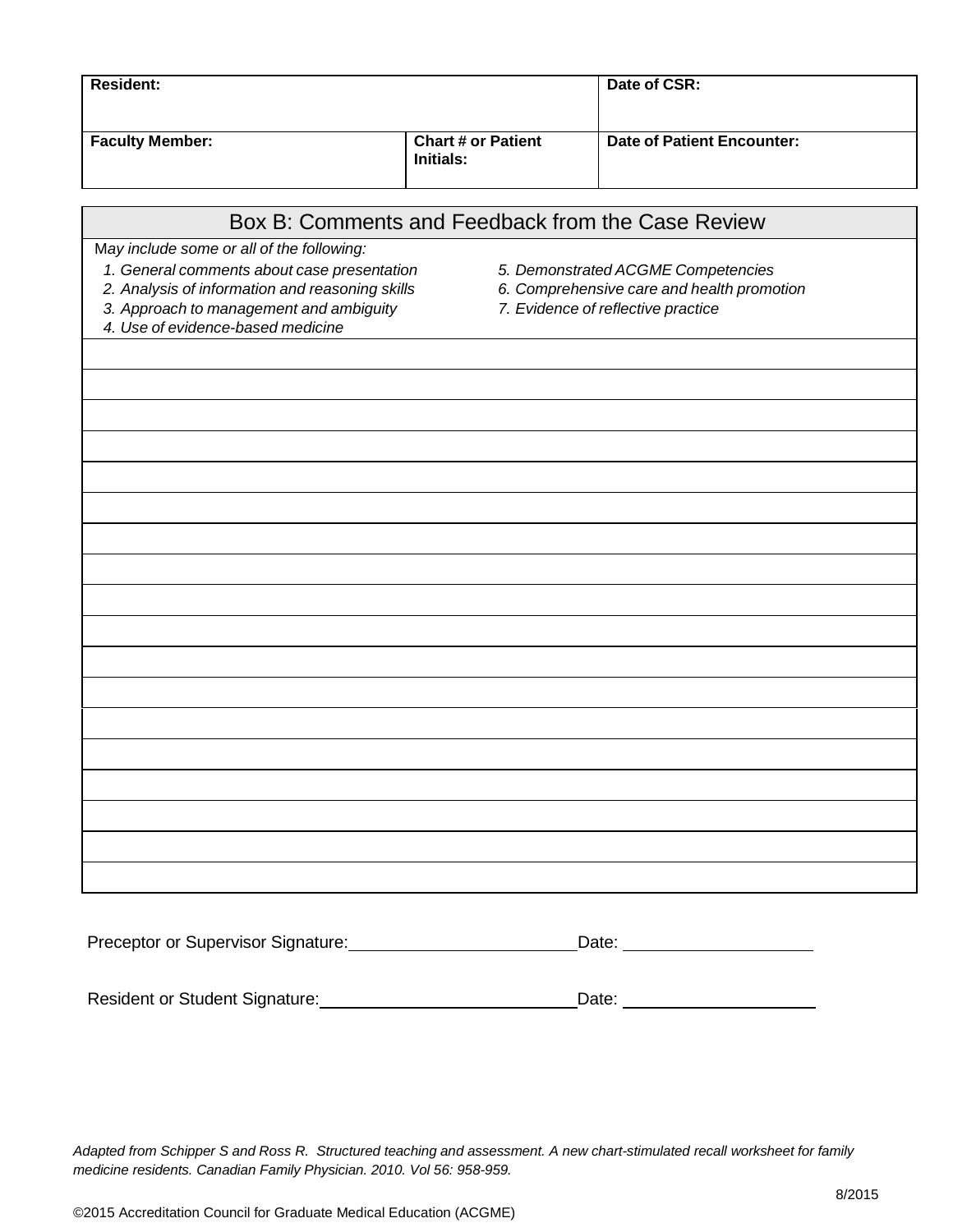| | | |
|---|---|---|
| **Resident:** | | **Date of CSR:** |
| **Faculty Member:** | **Chart # or Patient Initials:** | **Date of Patient Encounter:** |

## Box B: Comments and Feedback from the Case Review

*May include some or all of the following:*

1. *General comments about case presentation*
2. *Analysis of information and reasoning skills*
3. *Approach to management and ambiguity*
4. *Use of evidence-based medicine*
5. *Demonstrated ACGME Competencies*
6. *Comprehensive care and health promotion*
7. *Evidence of reflective practice*

Preceptor or Supervisor Signature:\_\_\_\_\_\_\_\_\_\_\_\_\_\_\_\_\_\_\_\_\_\_\_\_ Date: \_\_\_\_\_\_\_\_\_\_\_\_\_\_\_\_\_\_\_\_

Resident or Student Signature:\_\_\_\_\_\_\_\_\_\_\_\_\_\_\_\_\_\_\_\_\_\_\_\_\_\_\_ Date: \_\_\_\_\_\_\_\_\_\_\_\_\_\_\_\_\_\_\_\_

*Adapted from Schipper S and Ross R. Structured teaching and assessment. A new chart-stimulated recall worksheet for family medicine residents. Canadian Family Physician. 2010. Vol 56: 958-959.*

8/2015

©2015 Accreditation Council for Graduate Medical Education (ACGME)